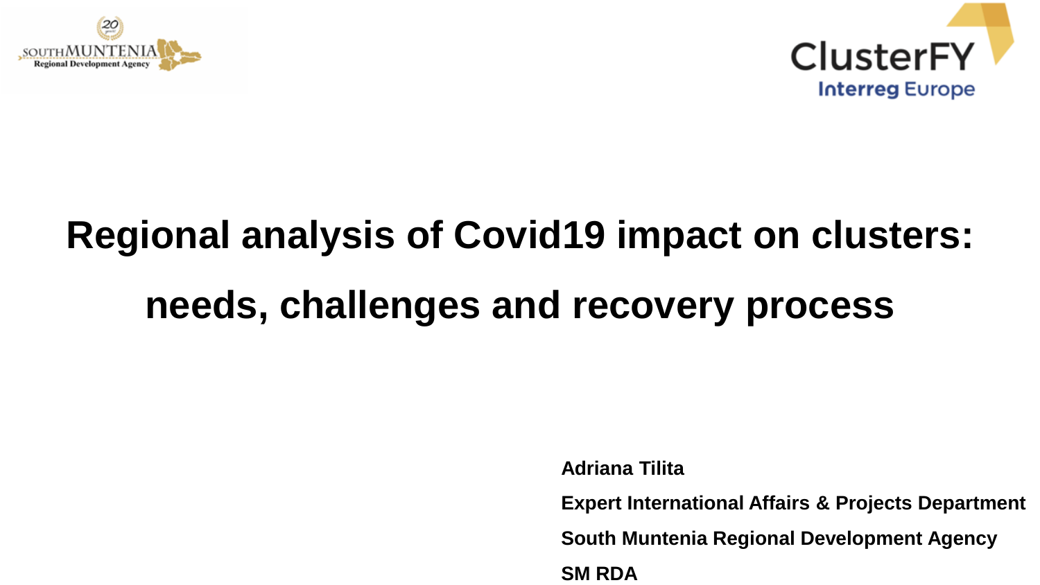# Regional analysis of Covid19 impact on clusters: needs, challenges and recovery process

**Adriana Tilita**

**Expert International Affairs & Projects Department**

**South Muntenia Regional Development Agency**

**SM RDA**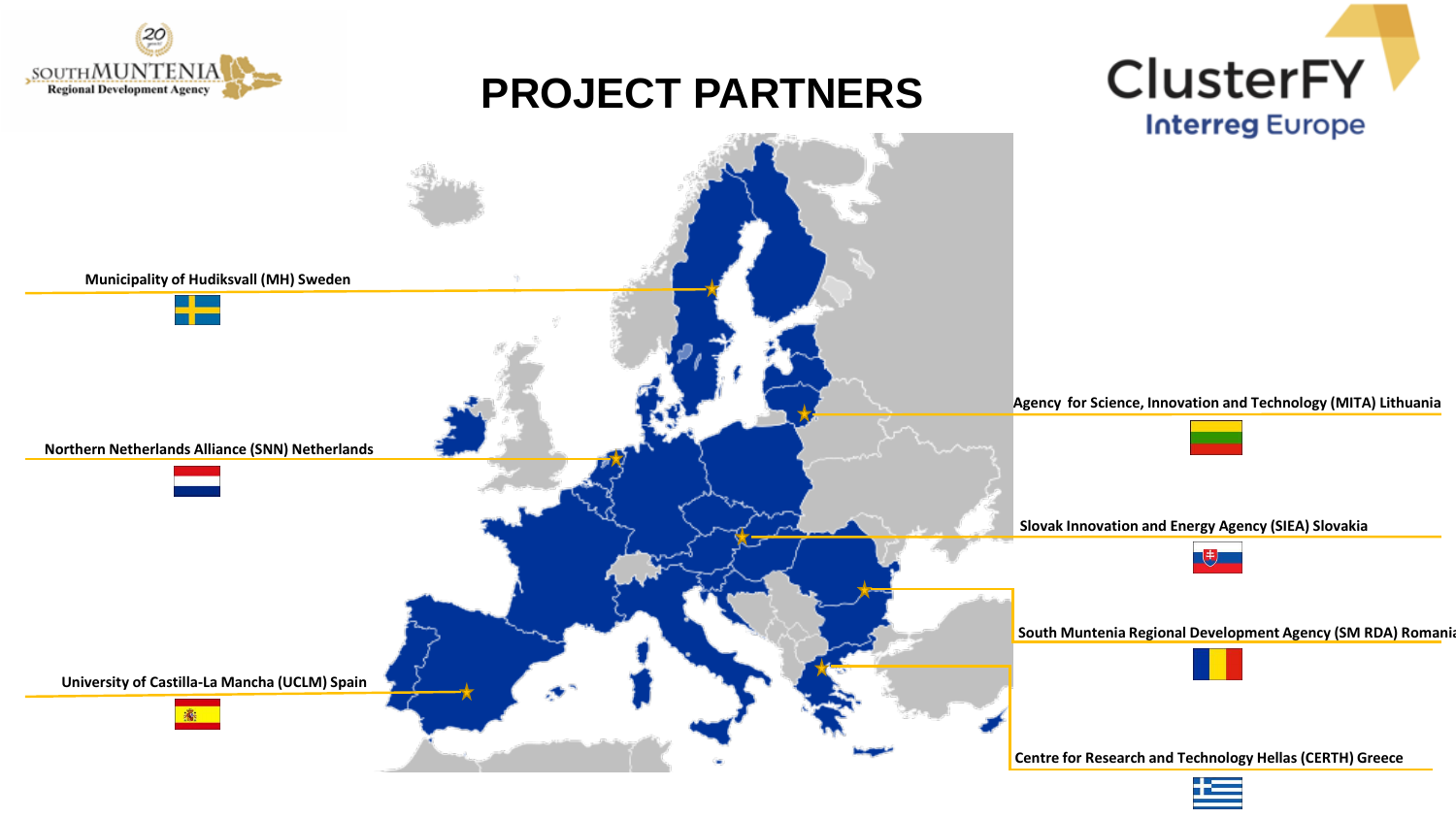# PROJECT PARTNERS

- Municipality of Hudiksvall (MH) Sweden
- Northern Netherlands Alliance (SNN) Netherlands
- University of Castilla-La Mancha (UCLM) Spain
- Agency for Science, Innovation and Technology (MITA) Lithuania
- Slovak Innovation and Energy Agency (SIEA) Slovakia
- South Muntenia Regional Development Agency (SM RDA) Romania
- Centre for Research and Technology Hellas (CERTH) Greece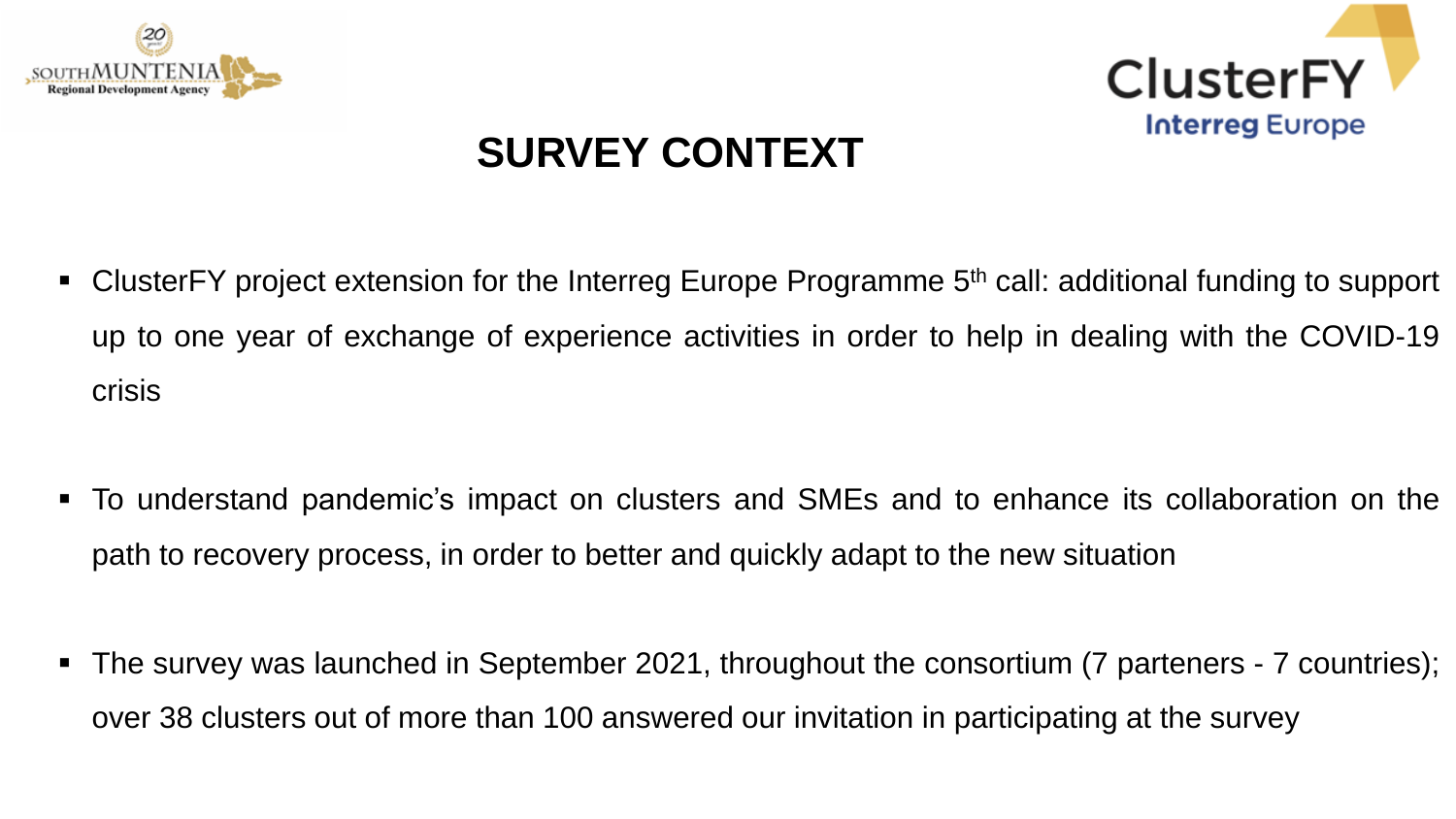# SURVEY CONTEXT

- ClusterFY project extension for the Interreg Europe Programme 5$^{th}$ call: additional funding to support up to one year of exchange of experience activities in order to help in dealing with the COVID-19 crisis
- To understand pandemic's impact on clusters and SMEs and to enhance its collaboration on the path to recovery process, in order to better and quickly adapt to the new situation
- The survey was launched in September 2021, throughout the consortium (7 parteners - 7 countries); over 38 clusters out of more than 100 answered our invitation in participating at the survey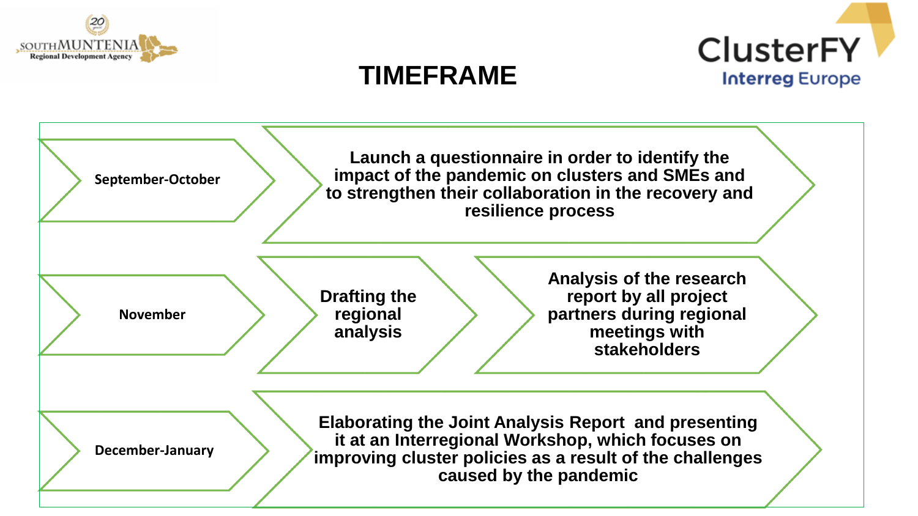# TIMEFRAME

| Period | Activities |
| --- | --- |
| September-October | Launch a questionnaire in order to identify the impact of the pandemic on clusters and SMEs and to strengthen their collaboration in the recovery and resilience process |
| November | Drafting the regional analysis → Analysis of the research report by all project partners during regional meetings with stakeholders |
| December-January | Elaborating the Joint Analysis Report and presenting it at an Interregional Workshop, which focuses on improving cluster policies as a result of the challenges caused by the pandemic |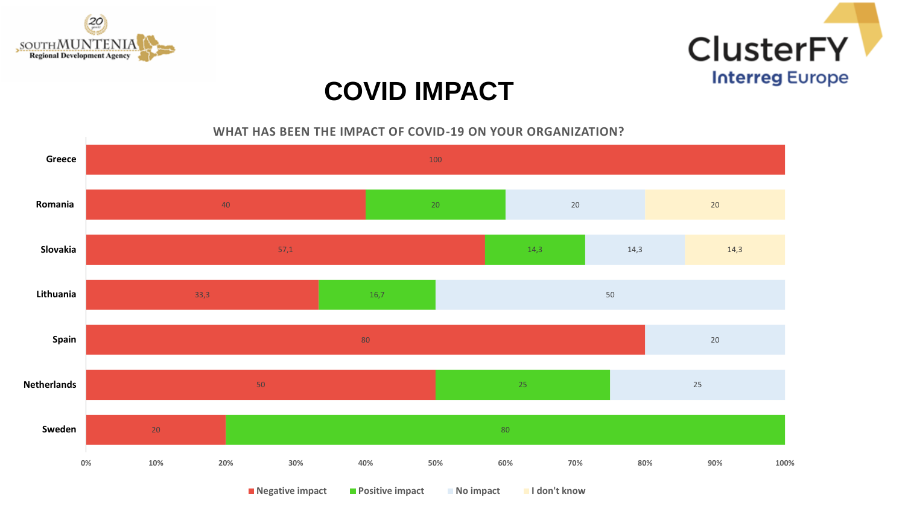# COVID IMPACT

**WHAT HAS BEEN THE IMPACT OF COVID-19 ON YOUR ORGANIZATION?**

| Country | Negative impact | Positive impact | No impact | I don't know |
|---|---|---|---|---|
| Greece | 100 | | | |
| Romania | 40 | 20 | 20 | 20 |
| Slovakia | 57,1 | 14,3 | 14,3 | 14,3 |
| Lithuania | 33,3 | 16,7 | 50 | |
| Spain | 80 | | 20 | |
| Netherlands | 50 | 25 | 25 | |
| Sweden | 20 | 80 | | |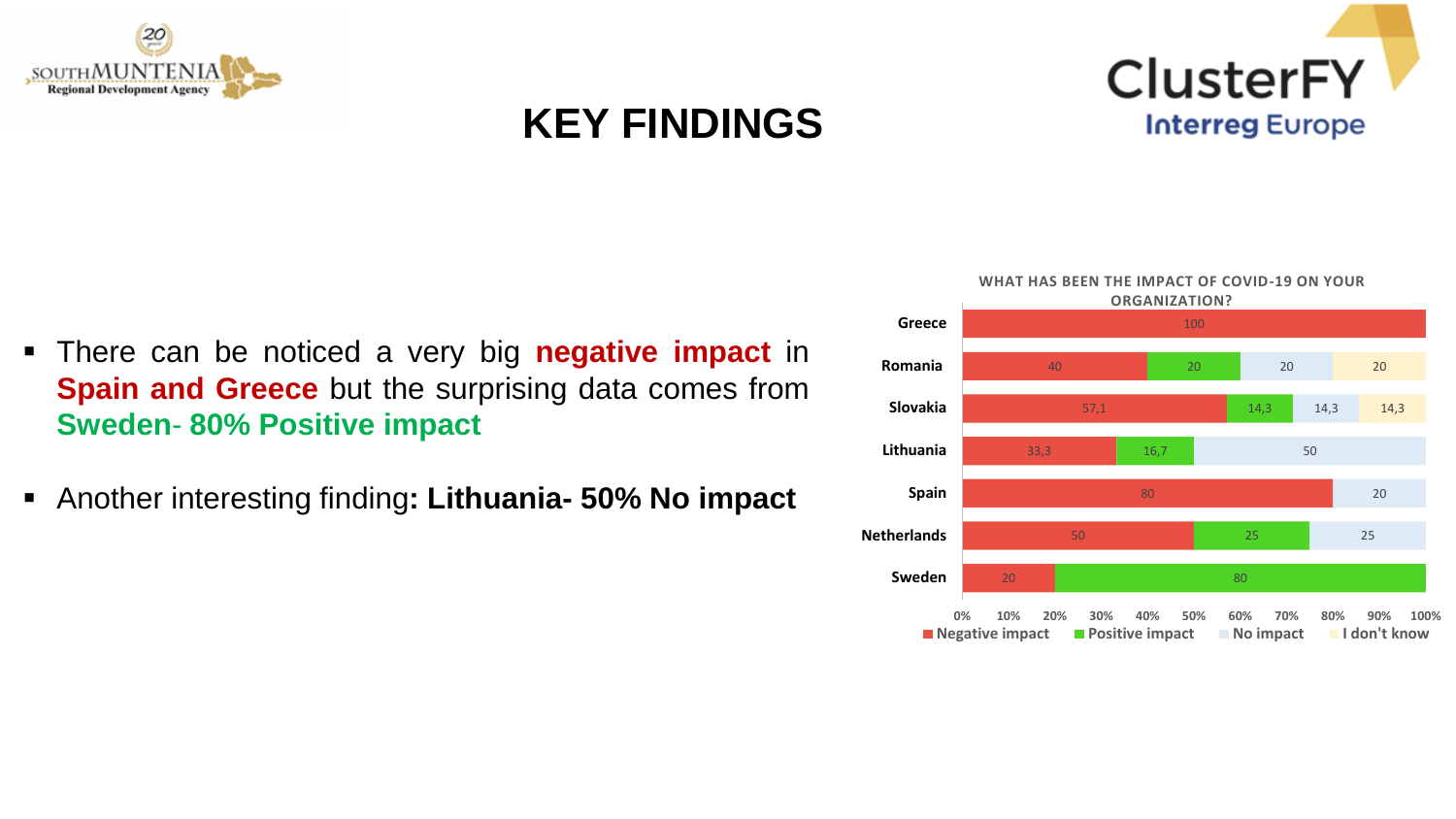# KEY FINDINGS

- There can be noticed a very big **negative impact** in **Spain and Greece** but the surprising data comes from **Sweden- 80% Positive impact**
- Another interesting finding**: Lithuania- 50% No impact**

**WHAT HAS BEEN THE IMPACT OF COVID-19 ON YOUR ORGANIZATION?**

| Country | Negative impact | Positive impact | No impact | I don't know |
| --- | --- | --- | --- | --- |
| Greece | 100 | | | |
| Romania | 40 | 20 | 20 | 20 |
| Slovakia | 57,1 | 14,3 | 14,3 | 14,3 |
| Lithuania | 33,3 | 16,7 | 50 | |
| Spain | 80 | | 20 | |
| Netherlands | 50 | 25 | 25 | |
| Sweden | 20 | 80 | | |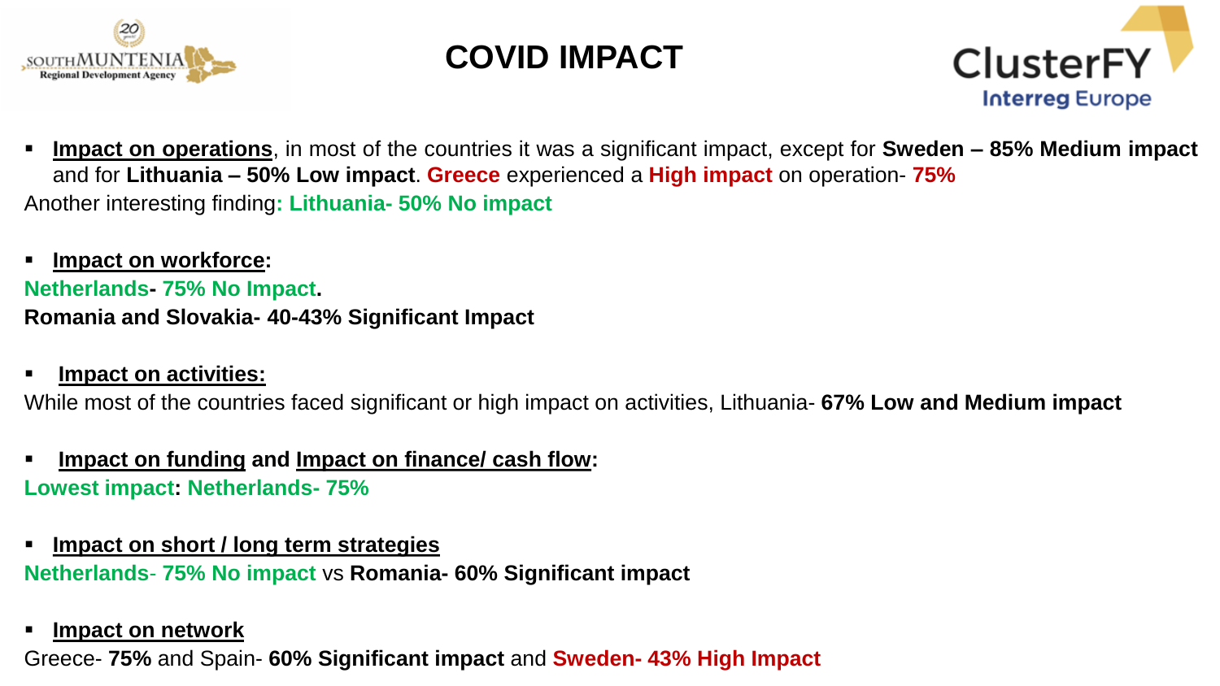# COVID IMPACT

- **Impact on operations**, in most of the countries it was a significant impact, except for **Sweden – 85% Medium impact** and for **Lithuania – 50% Low impact**. **Greece** experienced a **High impact** on operation- **75%**

Another interesting finding**: Lithuania- 50% No impact**

- **Impact on workforce:**

**Netherlands- 75% No Impact.**

**Romania and Slovakia- 40-43% Significant Impact**

- **Impact on activities:**

While most of the countries faced significant or high impact on activities, Lithuania- **67% Low and Medium impact**

- **Impact on funding** and **Impact on finance/ cash flow:**

**Lowest impact: Netherlands- 75%**

- **Impact on short / long term strategies**

**Netherlands- 75% No impact** vs **Romania- 60% Significant impact**

- **Impact on network**

Greece- **75%** and Spain- **60% Significant impact** and **Sweden- 43% High Impact**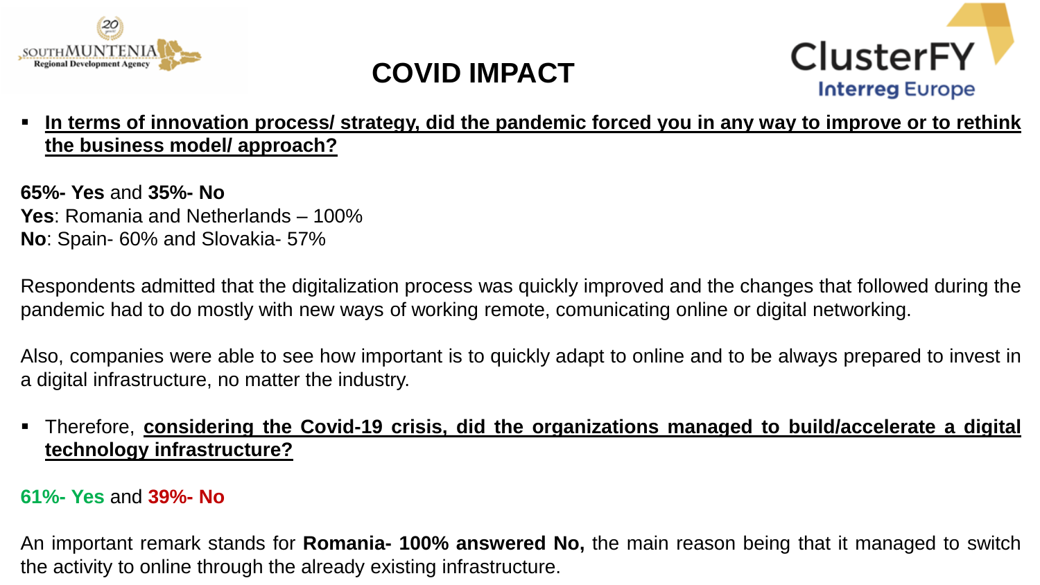# COVID IMPACT

- **In terms of innovation process/ strategy, did the pandemic forced you in any way to improve or to rethink the business model/ approach?**

**65%- Yes** and **35%- No**
**Yes**: Romania and Netherlands – 100%
**No**: Spain- 60% and Slovakia- 57%

Respondents admitted that the digitalization process was quickly improved and the changes that followed during the pandemic had to do mostly with new ways of working remote, comunicating online or digital networking.

Also, companies were able to see how important is to quickly adapt to online and to be always prepared to invest in a digital infrastructure, no matter the industry.

- Therefore, **considering the Covid-19 crisis, did the organizations managed to build/accelerate a digital technology infrastructure?**

**61%- Yes** and **39%- No**

An important remark stands for **Romania- 100% answered No,** the main reason being that it managed to switch the activity to online through the already existing infrastructure.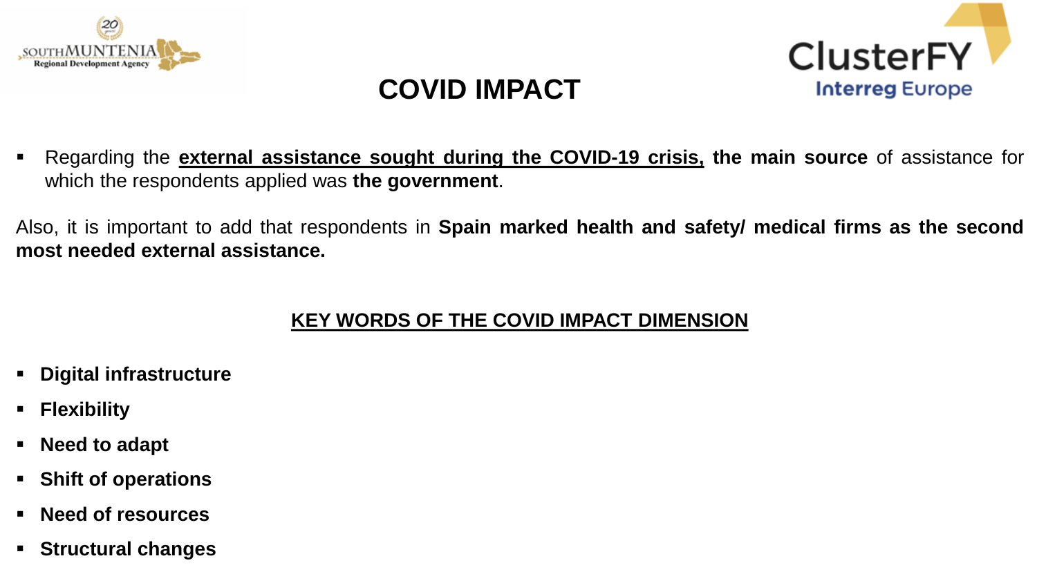# COVID IMPACT

- Regarding the **<u>external assistance sought during the COVID-19 crisis,</u> the main source** of assistance for which the respondents applied was **the government**.

Also, it is important to add that respondents in **Spain marked health and safety/ medical firms as the second most needed external assistance.**

## <u>KEY WORDS OF THE COVID IMPACT DIMENSION</u>

- **Digital infrastructure**
- **Flexibility**
- **Need to adapt**
- **Shift of operations**
- **Need of resources**
- **Structural changes**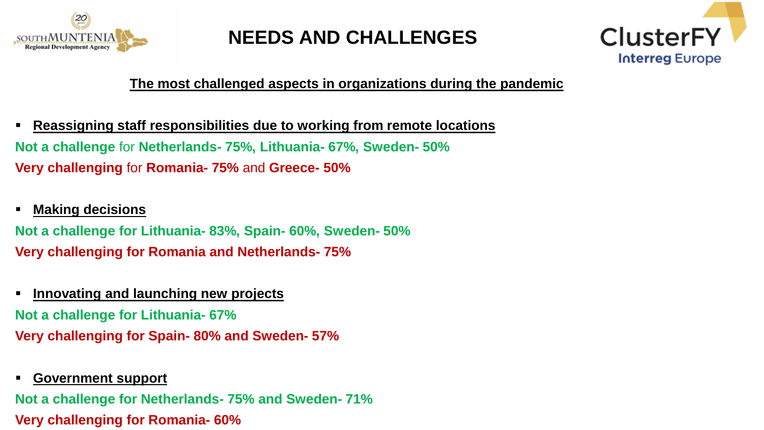# NEEDS AND CHALLENGES

**The most challenged aspects in organizations during the pandemic**

- **Reassigning staff responsibilities due to working from remote locations**

**Not a challenge** for **Netherlands- 75%, Lithuania- 67%, Sweden- 50%**

**Very challenging** for **Romania- 75%** and **Greece- 50%**

- **Making decisions**

**Not a challenge for Lithuania- 83%, Spain- 60%, Sweden- 50%**

**Very challenging for Romania and Netherlands- 75%**

- **Innovating and launching new projects**

**Not a challenge for Lithuania- 67%**

**Very challenging for Spain- 80% and Sweden- 57%**

- **Government support**

**Not a challenge for Netherlands- 75% and Sweden- 71%**

**Very challenging for Romania- 60%**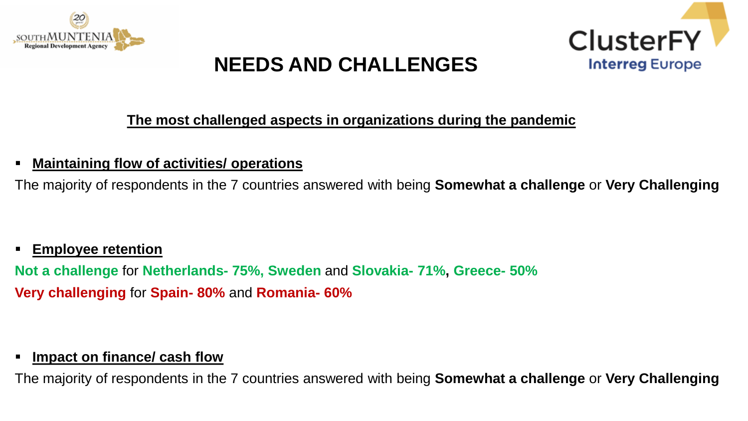# NEEDS AND CHALLENGES

**The most challenged aspects in organizations during the pandemic**

- **Maintaining flow of activities/ operations**

The majority of respondents in the 7 countries answered with being **Somewhat a challenge** or **Very Challenging**

- **Employee retention**

**Not a challenge** for **Netherlands- 75%, Sweden** and **Slovakia- 71%**, **Greece- 50%**

**Very challenging** for **Spain- 80%** and **Romania- 60%**

- **Impact on finance/ cash flow**

The majority of respondents in the 7 countries answered with being **Somewhat a challenge** or **Very Challenging**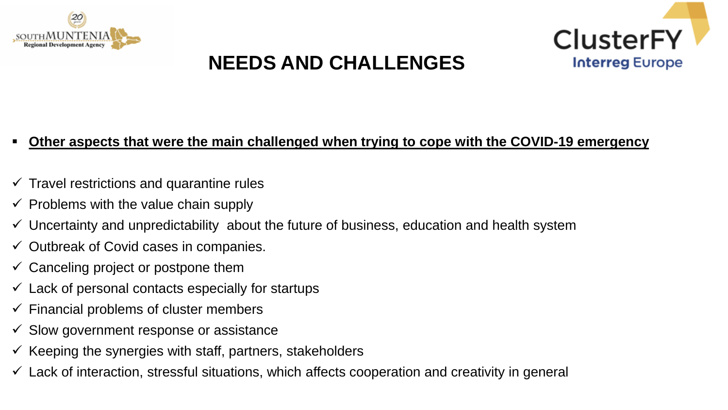# NEEDS AND CHALLENGES

- **<u>Other aspects that were the main challenged when trying to cope with the COVID-19 emergency</u>**

- ✓ Travel restrictions and quarantine rules
- ✓ Problems with the value chain supply
- ✓ Uncertainty and unpredictability about the future of business, education and health system
- ✓ Outbreak of Covid cases in companies.
- ✓ Canceling project or postpone them
- ✓ Lack of personal contacts especially for startups
- ✓ Financial problems of cluster members
- ✓ Slow government response or assistance
- ✓ Keeping the synergies with staff, partners, stakeholders
- ✓ Lack of interaction, stressful situations, which affects cooperation and creativity in general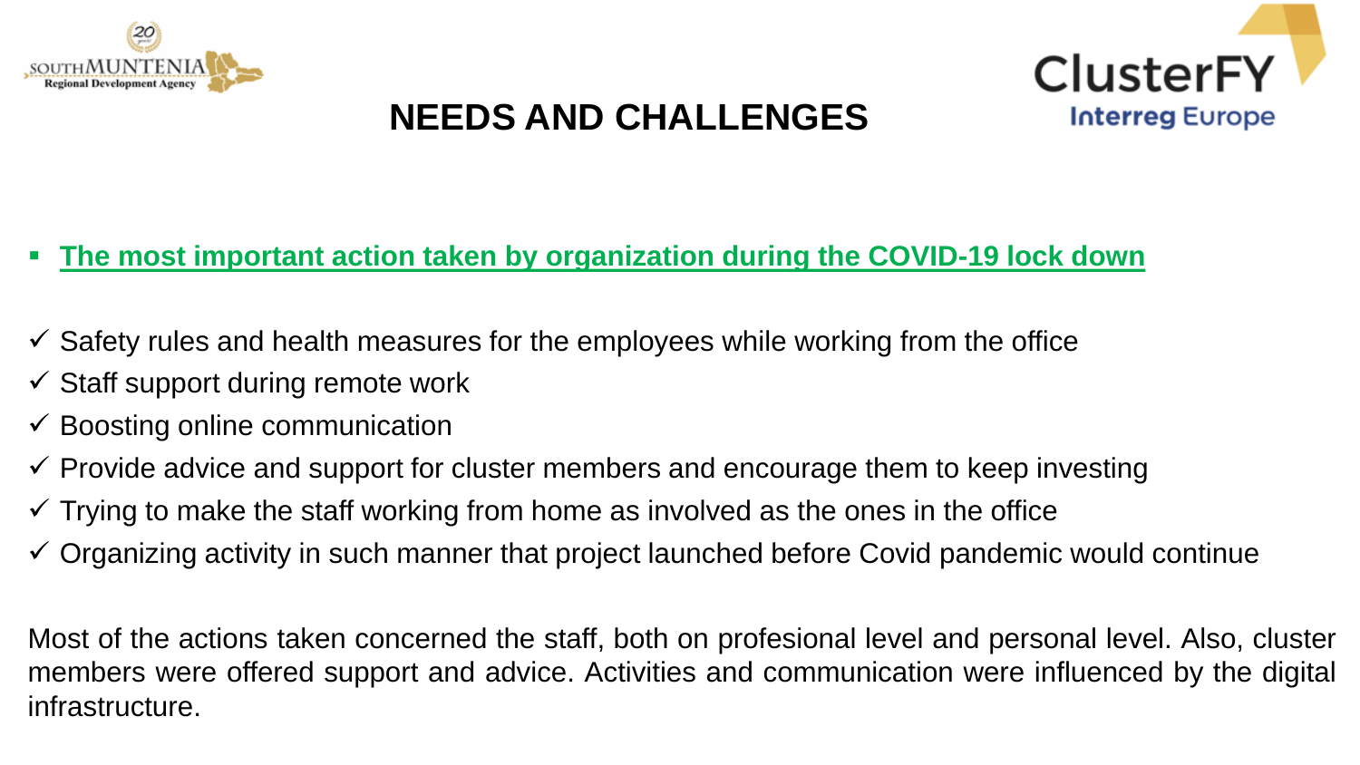# NEEDS AND CHALLENGES

- **The most important action taken by organization during the COVID-19 lock down**

- ✓ Safety rules and health measures for the employees while working from the office
- ✓ Staff support during remote work
- ✓ Boosting online communication
- ✓ Provide advice and support for cluster members and encourage them to keep investing
- ✓ Trying to make the staff working from home as involved as the ones in the office
- ✓ Organizing activity in such manner that project launched before Covid pandemic would continue

Most of the actions taken concerned the staff, both on profesional level and personal level. Also, cluster members were offered support and advice. Activities and communication were influenced by the digital infrastructure.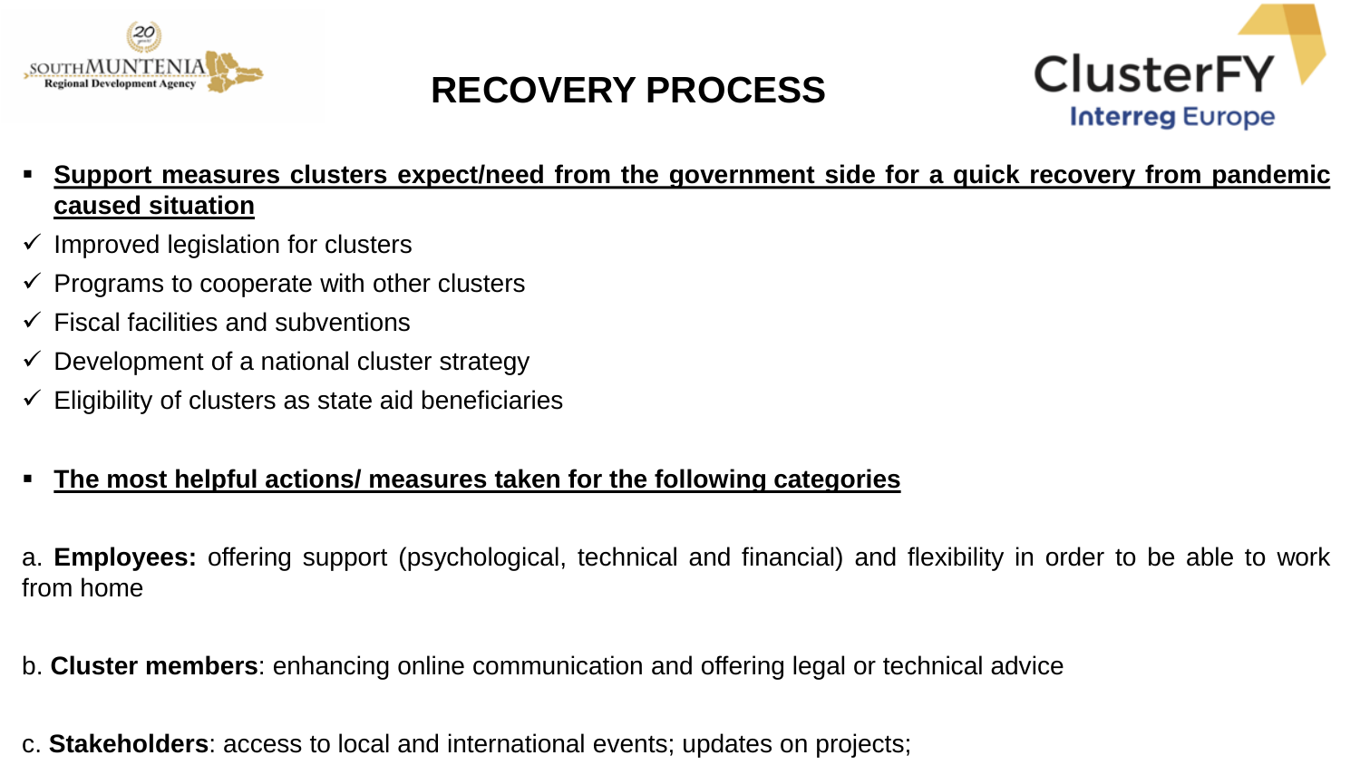# RECOVERY PROCESS

- **Support measures clusters expect/need from the government side for a quick recovery from pandemic caused situation**
  - ✓ Improved legislation for clusters
  - ✓ Programs to cooperate with other clusters
  - ✓ Fiscal facilities and subventions
  - ✓ Development of a national cluster strategy
  - ✓ Eligibility of clusters as state aid beneficiaries

- **The most helpful actions/ measures taken for the following categories**

a. **Employees:** offering support (psychological, technical and financial) and flexibility in order to be able to work from home

b. **Cluster members**: enhancing online communication and offering legal or technical advice

c. **Stakeholders**: access to local and international events; updates on projects;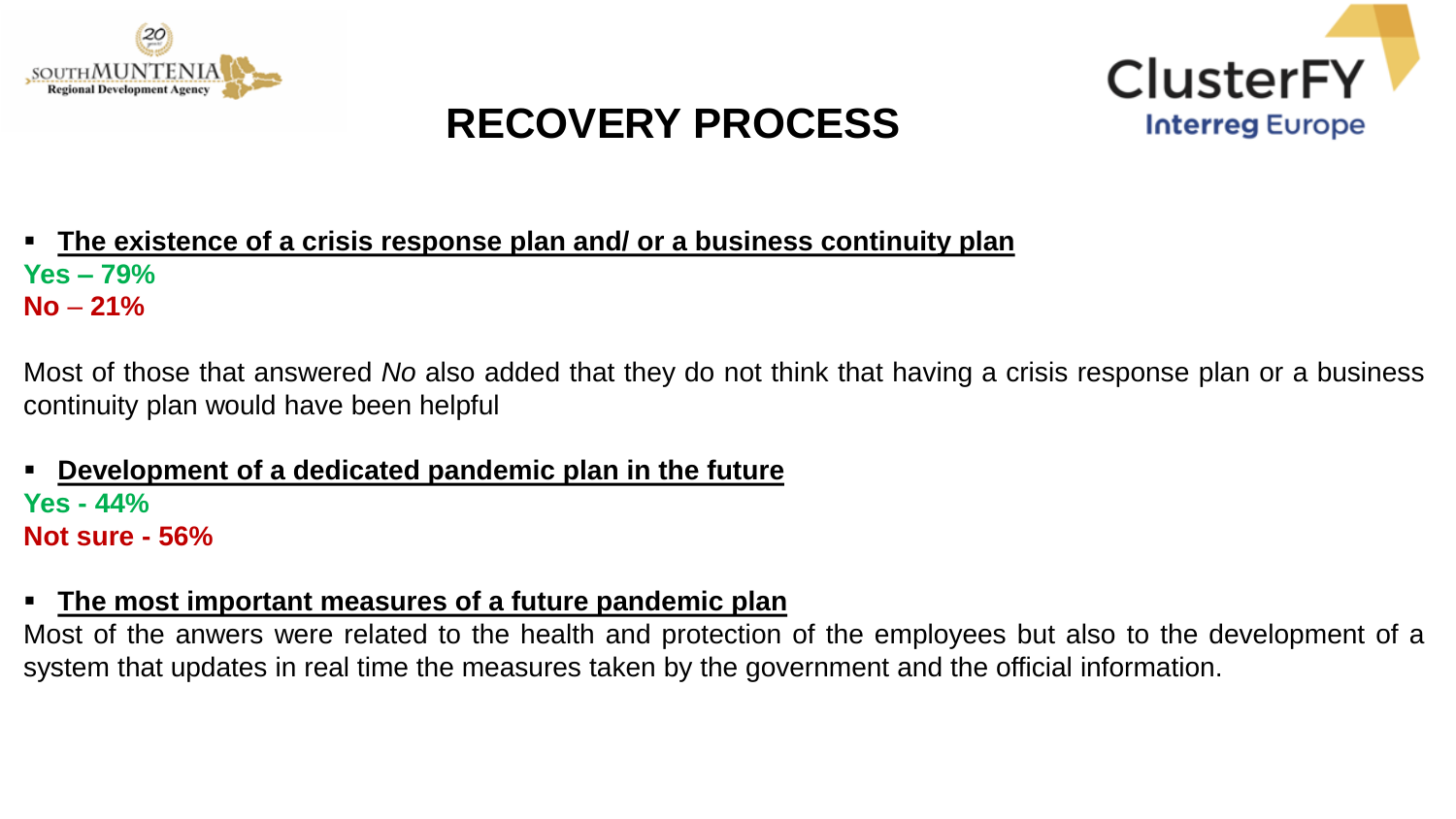# RECOVERY PROCESS

- **The existence of a crisis response plan and/ or a business continuity plan**

**Yes – 79%**
**No – 21%**

Most of those that answered *No* also added that they do not think that having a crisis response plan or a business continuity plan would have been helpful

- **Development of a dedicated pandemic plan in the future**

**Yes - 44%**
**Not sure - 56%**

- **The most important measures of a future pandemic plan**

Most of the anwers were related to the health and protection of the employees but also to the development of a system that updates in real time the measures taken by the government and the official information.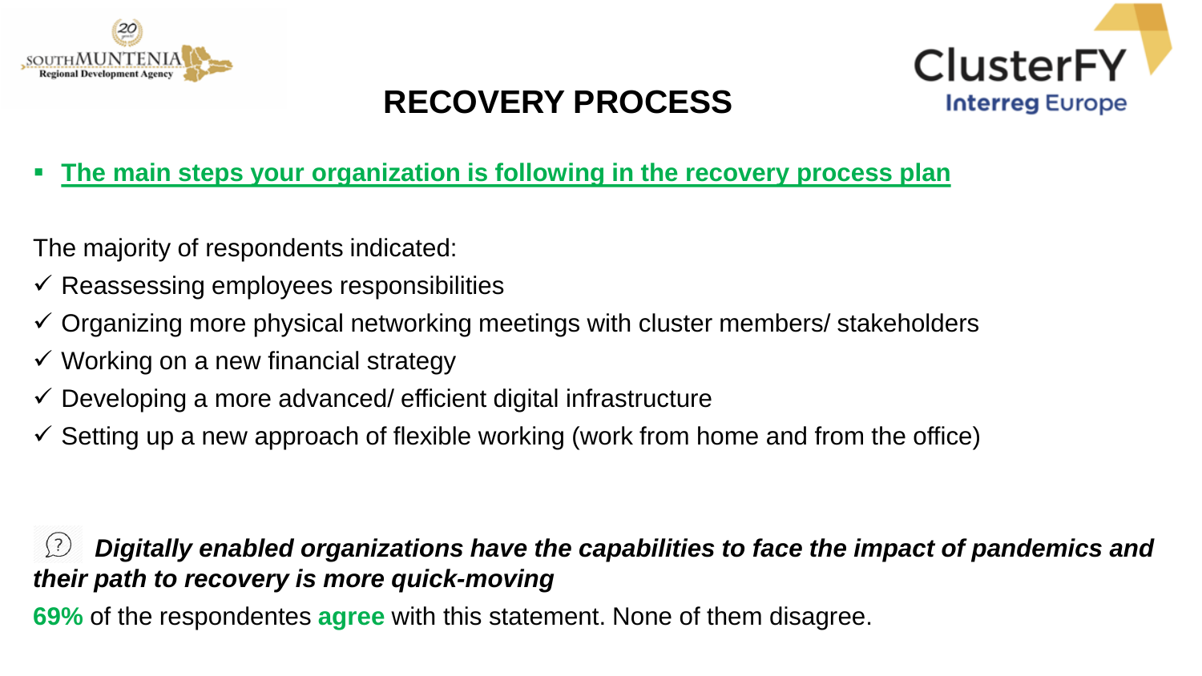# RECOVERY PROCESS

- **The main steps your organization is following in the recovery process plan**

The majority of respondents indicated:

- ✓ Reassessing employees responsibilities
- ✓ Organizing more physical networking meetings with cluster members/ stakeholders
- ✓ Working on a new financial strategy
- ✓ Developing a more advanced/ efficient digital infrastructure
- ✓ Setting up a new approach of flexible working (work from home and from the office)

***Digitally enabled organizations have the capabilities to face the impact of pandemics and their path to recovery is more quick-moving***

**69%** of the respondentes **agree** with this statement. None of them disagree.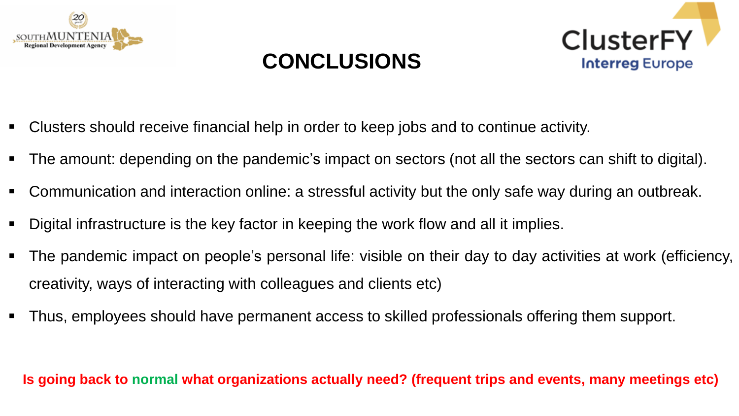# CONCLUSIONS

- Clusters should receive financial help in order to keep jobs and to continue activity.
- The amount: depending on the pandemic's impact on sectors (not all the sectors can shift to digital).
- Communication and interaction online: a stressful activity but the only safe way during an outbreak.
- Digital infrastructure is the key factor in keeping the work flow and all it implies.
- The pandemic impact on people's personal life: visible on their day to day activities at work (efficiency, creativity, ways of interacting with colleagues and clients etc)
- Thus, employees should have permanent access to skilled professionals offering them support.

**Is going back to normal what organizations actually need? (frequent trips and events, many meetings etc)**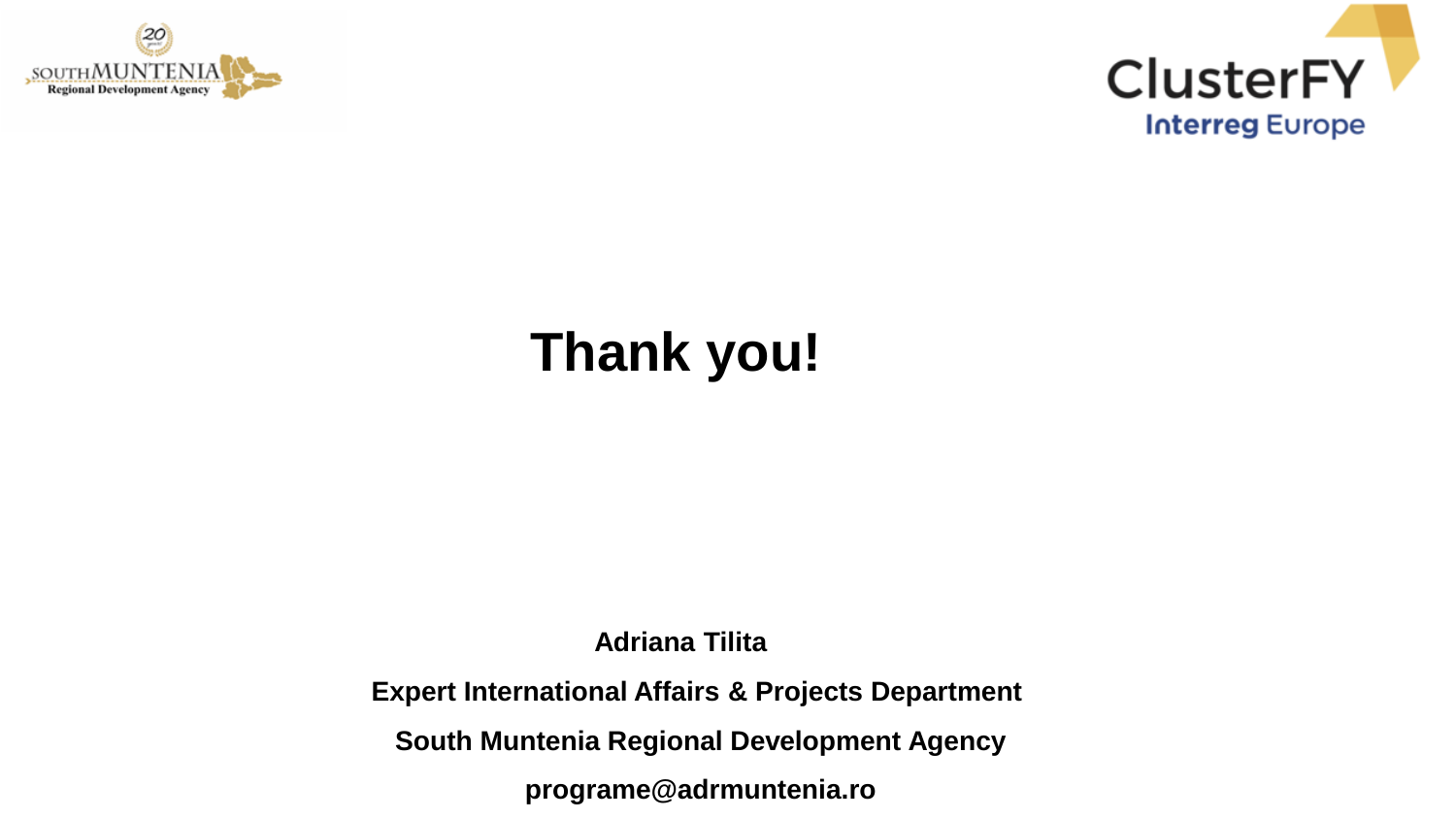# Thank you!

**Adriana Tilita**

**Expert International Affairs & Projects Department**

**South Muntenia Regional Development Agency**

**programe@adrmuntenia.ro**